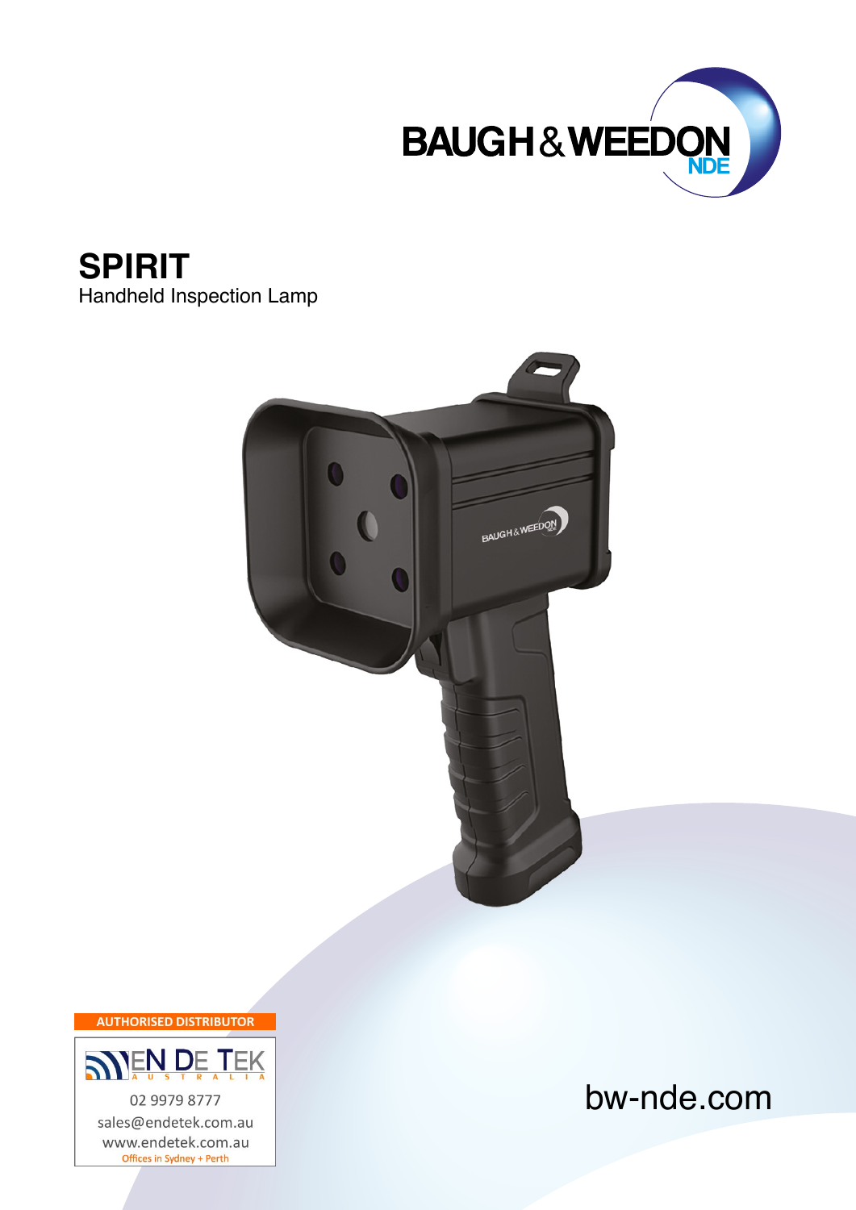BAUGH & WEEDON NDE

# SPIRIT

Handheld Inspection Lamp

AUTHORISED DISTRIBUTOR

EN DE TEK AUSTRALIA

02 9979 8777

sales@endetek.com.au

www.endetek.com.au

Offices in Sydney + Perth

bw-nde.com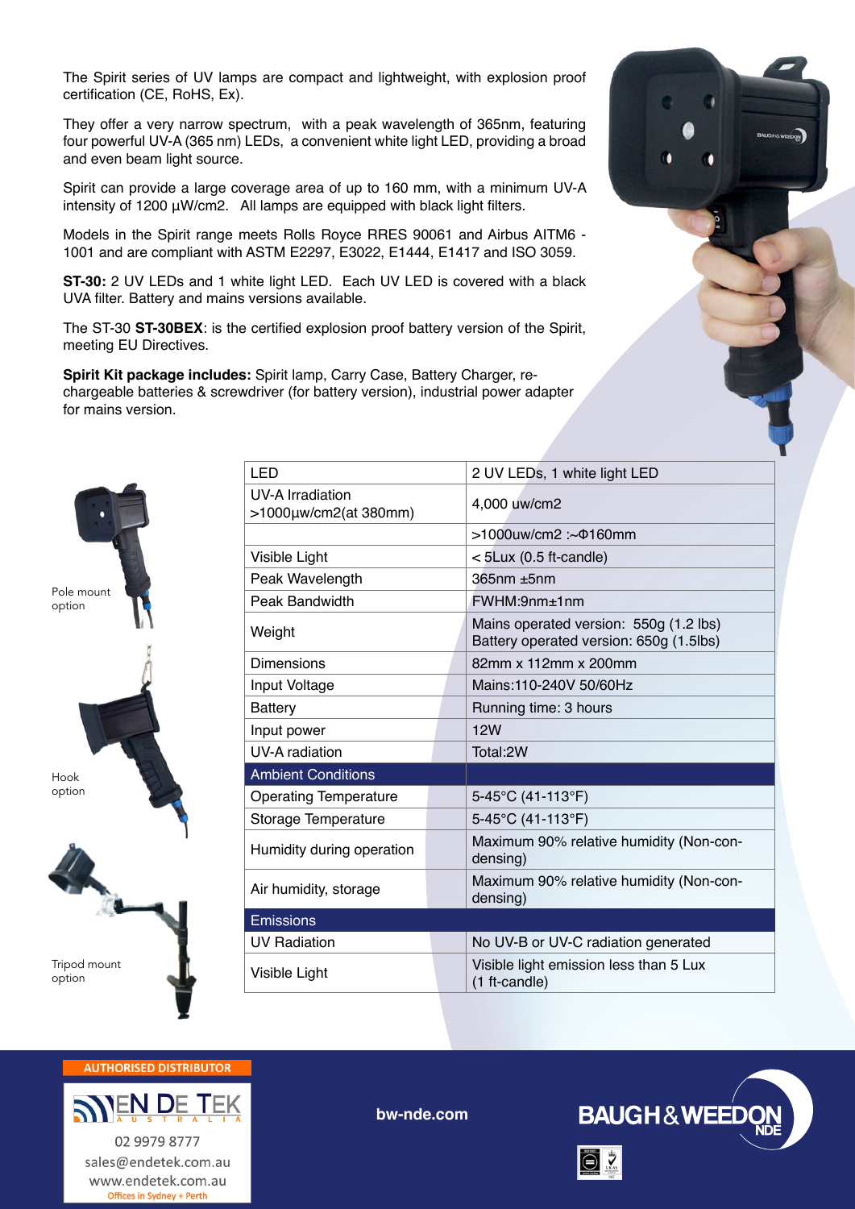The Spirit series of UV lamps are compact and lightweight, with explosion proof certification (CE, RoHS, Ex).

They offer a very narrow spectrum, with a peak wavelength of 365nm, featuring four powerful UV-A (365 nm) LEDs, a convenient white light LED, providing a broad and even beam light source.

Spirit can provide a large coverage area of up to 160 mm, with a minimum UV-A intensity of 1200 µW/cm2. All lamps are equipped with black light filters.

Models in the Spirit range meets Rolls Royce RRES 90061 and Airbus AITM6 - 1001 and are compliant with ASTM E2297, E3022, E1444, E1417 and ISO 3059.

**ST-30:** 2 UV LEDs and 1 white light LED. Each UV LED is covered with a black UVA filter. Battery and mains versions available.

The ST-30 **ST-30BEX**: is the certified explosion proof battery version of the Spirit, meeting EU Directives.

**Spirit Kit package includes:** Spirit lamp, Carry Case, Battery Charger, re-chargeable batteries & screwdriver (for battery version), industrial power adapter for mains version.

Pole mount option

Hook option

Tripod mount option

| | |
|---|---|
| LED | 2 UV LEDs, 1 white light LED |
| UV-A Irradiation >1000µw/cm2(at 380mm) | 4,000 uw/cm2 |
| | >1000uw/cm2 :~Φ160mm |
| Visible Light | < 5Lux (0.5 ft-candle) |
| Peak Wavelength | 365nm ±5nm |
| Peak Bandwidth | FWHM:9nm±1nm |
| Weight | Mains operated version: 550g (1.2 lbs)<br>Battery operated version: 650g (1.5lbs) |
| Dimensions | 82mm x 112mm x 200mm |
| Input Voltage | Mains:110-240V 50/60Hz |
| Battery | Running time: 3 hours |
| Input power | 12W |
| UV-A radiation | Total:2W |
| **Ambient Conditions** | |
| Operating Temperature | 5-45°C (41-113°F) |
| Storage Temperature | 5-45°C (41-113°F) |
| Humidity during operation | Maximum 90% relative humidity (Non-condensing) |
| Air humidity, storage | Maximum 90% relative humidity (Non-condensing) |
| **Emissions** | |
| UV Radiation | No UV-B or UV-C radiation generated |
| Visible Light | Visible light emission less than 5 Lux (1 ft-candle) |

AUTHORISED DISTRIBUTOR

ENDETEK AUSTRALIA

02 9979 8777

sales@endetek.com.au

www.endetek.com.au

Offices in Sydney + Perth

bw-nde.com

BAUGH & WEEDON NDE